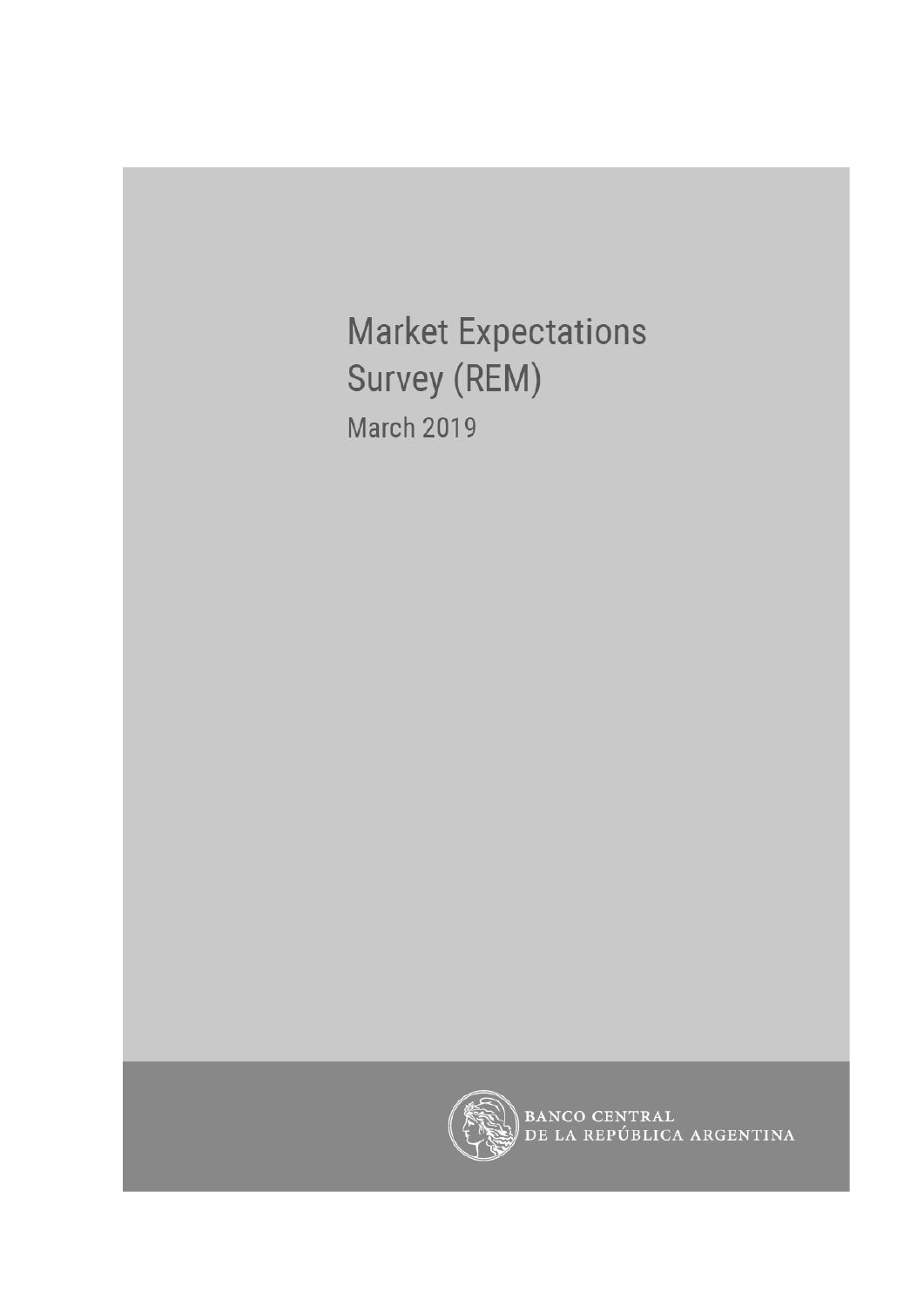# Market Expectations Survey (REM)

March 2019

BANCO CENTRAL DE LA REPÚBLICA ARGENTINA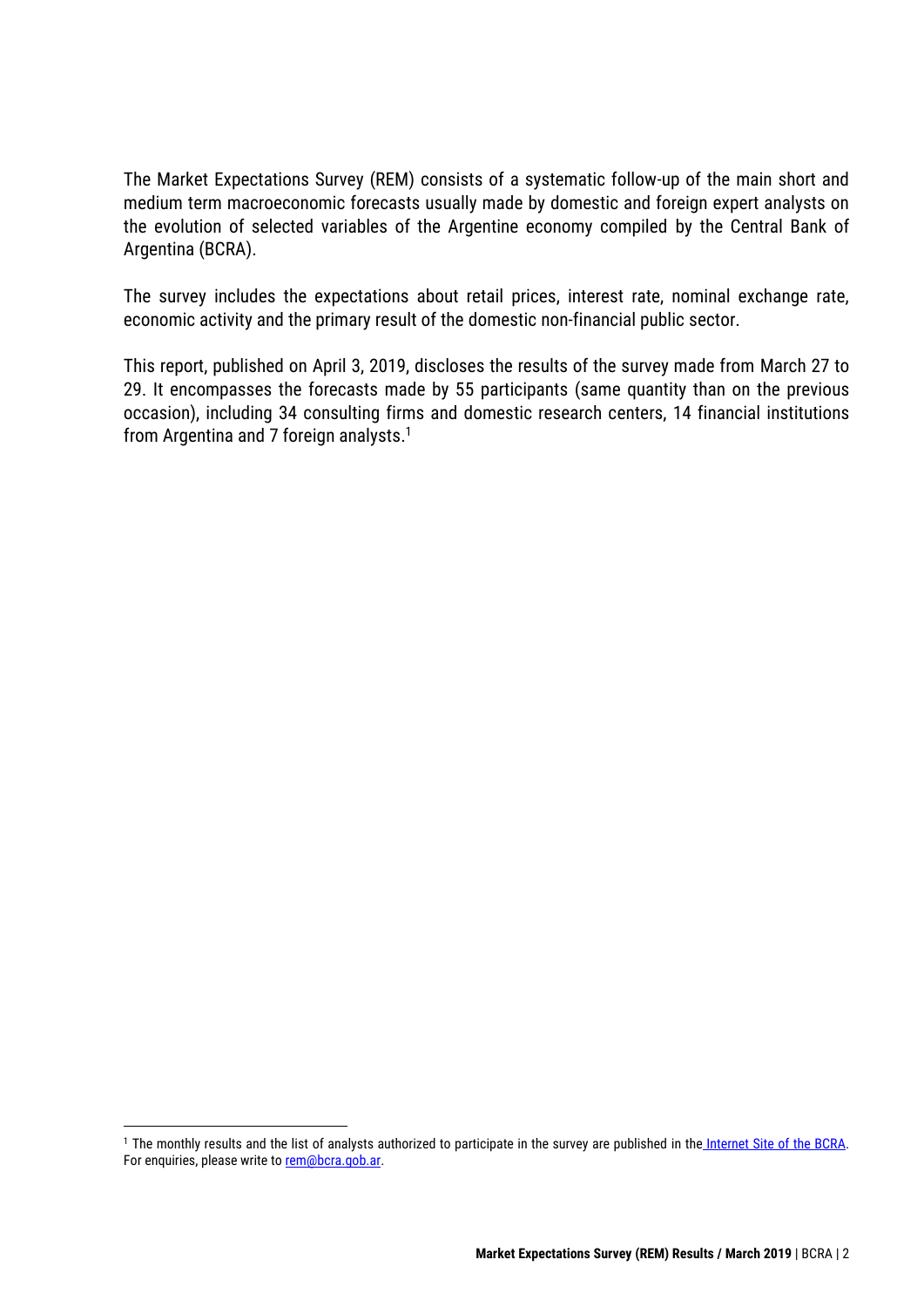The Market Expectations Survey (REM) consists of a systematic follow-up of the main short and medium term macroeconomic forecasts usually made by domestic and foreign expert analysts on the evolution of selected variables of the Argentine economy compiled by the Central Bank of Argentina (BCRA).

The survey includes the expectations about retail prices, interest rate, nominal exchange rate, economic activity and the primary result of the domestic non-financial public sector.

This report, published on April 3, 2019, discloses the results of the survey made from March 27 to 29. It encompasses the forecasts made by 55 participants (same quantity than on the previous occasion), including 34 consulting firms and domestic research centers, 14 financial institutions from Argentina and 7 foreign analysts.[1]

[1] The monthly results and the list of analysts authorized to participate in the survey are published in the Internet Site of the BCRA. For enquiries, please write to rem@bcra.gob.ar.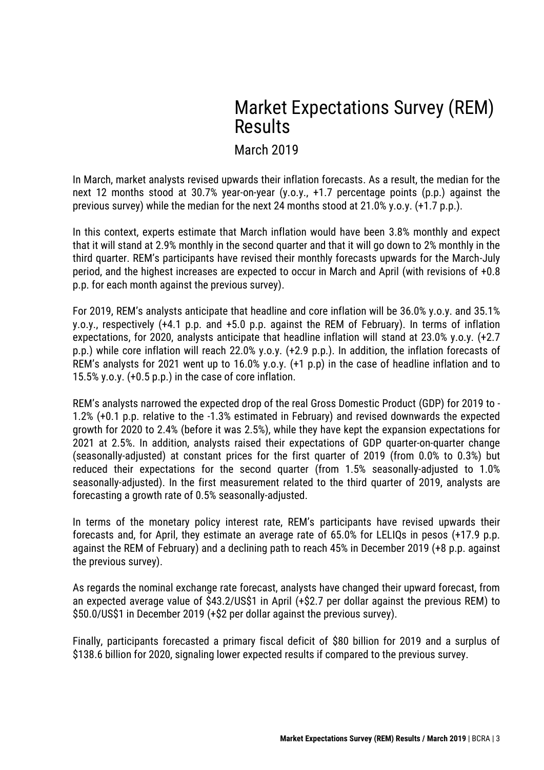# Market Expectations Survey (REM) Results

## March 2019

In March, market analysts revised upwards their inflation forecasts. As a result, the median for the next 12 months stood at 30.7% year-on-year (y.o.y., +1.7 percentage points (p.p.) against the previous survey) while the median for the next 24 months stood at 21.0% y.o.y. (+1.7 p.p.).

In this context, experts estimate that March inflation would have been 3.8% monthly and expect that it will stand at 2.9% monthly in the second quarter and that it will go down to 2% monthly in the third quarter. REM's participants have revised their monthly forecasts upwards for the March-July period, and the highest increases are expected to occur in March and April (with revisions of +0.8 p.p. for each month against the previous survey).

For 2019, REM's analysts anticipate that headline and core inflation will be 36.0% y.o.y. and 35.1% y.o.y., respectively (+4.1 p.p. and +5.0 p.p. against the REM of February). In terms of inflation expectations, for 2020, analysts anticipate that headline inflation will stand at 23.0% y.o.y. (+2.7 p.p.) while core inflation will reach 22.0% y.o.y. (+2.9 p.p.). In addition, the inflation forecasts of REM's analysts for 2021 went up to 16.0% y.o.y. (+1 p.p) in the case of headline inflation and to 15.5% y.o.y. (+0.5 p.p.) in the case of core inflation.

REM's analysts narrowed the expected drop of the real Gross Domestic Product (GDP) for 2019 to -1.2% (+0.1 p.p. relative to the -1.3% estimated in February) and revised downwards the expected growth for 2020 to 2.4% (before it was 2.5%), while they have kept the expansion expectations for 2021 at 2.5%. In addition, analysts raised their expectations of GDP quarter-on-quarter change (seasonally-adjusted) at constant prices for the first quarter of 2019 (from 0.0% to 0.3%) but reduced their expectations for the second quarter (from 1.5% seasonally-adjusted to 1.0% seasonally-adjusted). In the first measurement related to the third quarter of 2019, analysts are forecasting a growth rate of 0.5% seasonally-adjusted.

In terms of the monetary policy interest rate, REM's participants have revised upwards their forecasts and, for April, they estimate an average rate of 65.0% for LELIQs in pesos (+17.9 p.p. against the REM of February) and a declining path to reach 45% in December 2019 (+8 p.p. against the previous survey).

As regards the nominal exchange rate forecast, analysts have changed their upward forecast, from an expected average value of $43.2/US$1 in April (+$2.7 per dollar against the previous REM) to $50.0/US$1 in December 2019 (+$2 per dollar against the previous survey).

Finally, participants forecasted a primary fiscal deficit of $80 billion for 2019 and a surplus of $138.6 billion for 2020, signaling lower expected results if compared to the previous survey.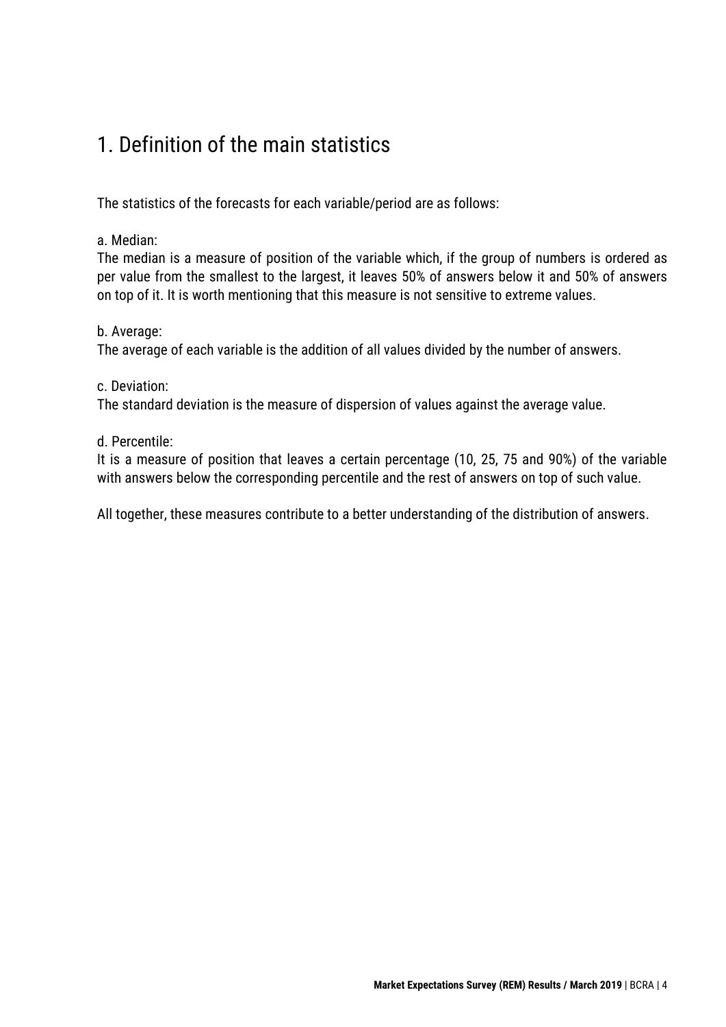# 1. Definition of the main statistics

The statistics of the forecasts for each variable/period are as follows:

a. Median:
The median is a measure of position of the variable which, if the group of numbers is ordered as per value from the smallest to the largest, it leaves 50% of answers below it and 50% of answers on top of it. It is worth mentioning that this measure is not sensitive to extreme values.

b. Average:
The average of each variable is the addition of all values divided by the number of answers.

c. Deviation:
The standard deviation is the measure of dispersion of values against the average value.

d. Percentile:
It is a measure of position that leaves a certain percentage (10, 25, 75 and 90%) of the variable with answers below the corresponding percentile and the rest of answers on top of such value.

All together, these measures contribute to a better understanding of the distribution of answers.